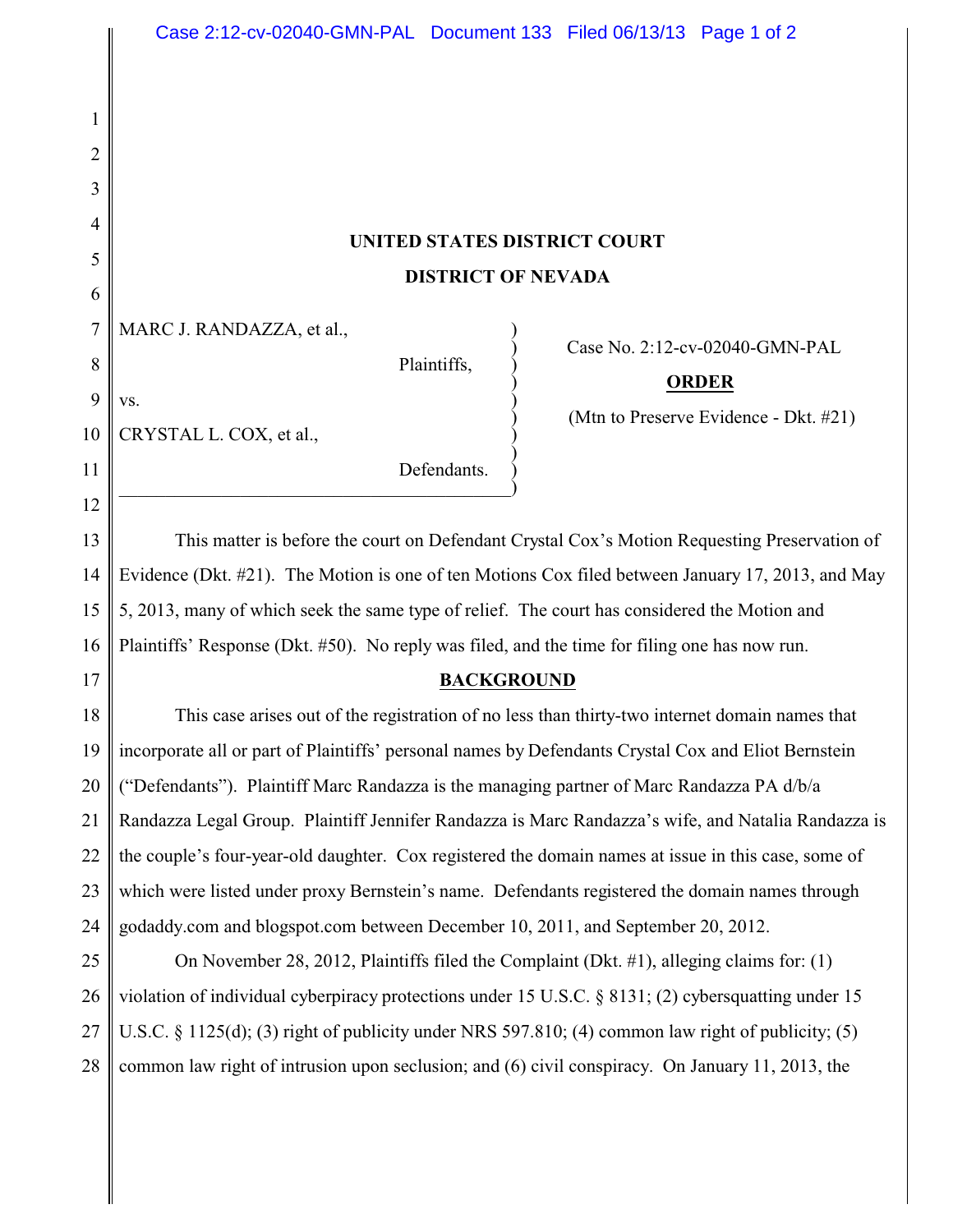**UNITED STATES DISTRICT COURT**

**DISTRICT OF NEVADA**

MARC J. RANDAZZA, et al.,

Plaintiffs,

vs.

CRYSTAL L. COX, et al.,

Defendants.

Case No. 2:12-cv-02040-GMN-PAL

**ORDER**

(Mtn to Preserve Evidence - Dkt. #21)

This matter is before the court on Defendant Crystal Cox's Motion Requesting Preservation of Evidence (Dkt. #21). The Motion is one of ten Motions Cox filed between January 17, 2013, and May 5, 2013, many of which seek the same type of relief. The court has considered the Motion and Plaintiffs' Response (Dkt. #50). No reply was filed, and the time for filing one has now run.

**BACKGROUND**

This case arises out of the registration of no less than thirty-two internet domain names that incorporate all or part of Plaintiffs' personal names by Defendants Crystal Cox and Eliot Bernstein ("Defendants"). Plaintiff Marc Randazza is the managing partner of Marc Randazza PA d/b/a Randazza Legal Group. Plaintiff Jennifer Randazza is Marc Randazza's wife, and Natalia Randazza is the couple's four-year-old daughter. Cox registered the domain names at issue in this case, some of which were listed under proxy Bernstein's name. Defendants registered the domain names through godaddy.com and blogspot.com between December 10, 2011, and September 20, 2012.

On November 28, 2012, Plaintiffs filed the Complaint (Dkt. #1), alleging claims for: (1) violation of individual cyberpiracy protections under 15 U.S.C. § 8131; (2) cybersquatting under 15 U.S.C. § 1125(d); (3) right of publicity under NRS 597.810; (4) common law right of publicity; (5) common law right of intrusion upon seclusion; and (6) civil conspiracy. On January 11, 2013, the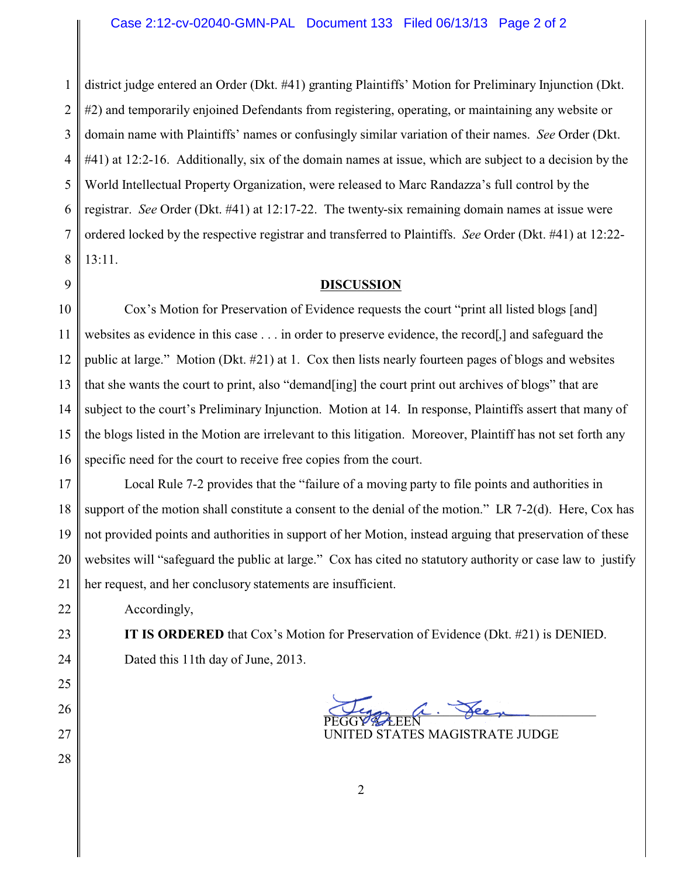district judge entered an Order (Dkt. #41) granting Plaintiffs' Motion for Preliminary Injunction (Dkt. #2) and temporarily enjoined Defendants from registering, operating, or maintaining any website or domain name with Plaintiffs' names or confusingly similar variation of their names. *See* Order (Dkt. #41) at 12:2-16. Additionally, six of the domain names at issue, which are subject to a decision by the World Intellectual Property Organization, were released to Marc Randazza's full control by the registrar. *See* Order (Dkt. #41) at 12:17-22. The twenty-six remaining domain names at issue were ordered locked by the respective registrar and transferred to Plaintiffs. *See* Order (Dkt. #41) at 12:22-13:11.

## DISCUSSION

Cox's Motion for Preservation of Evidence requests the court "print all listed blogs [and] websites as evidence in this case . . . in order to preserve evidence, the record[,] and safeguard the public at large." Motion (Dkt. #21) at 1. Cox then lists nearly fourteen pages of blogs and websites that she wants the court to print, also "demand[ing] the court print out archives of blogs" that are subject to the court's Preliminary Injunction. Motion at 14. In response, Plaintiffs assert that many of the blogs listed in the Motion are irrelevant to this litigation. Moreover, Plaintiff has not set forth any specific need for the court to receive free copies from the court.

Local Rule 7-2 provides that the "failure of a moving party to file points and authorities in support of the motion shall constitute a consent to the denial of the motion." LR 7-2(d). Here, Cox has not provided points and authorities in support of her Motion, instead arguing that preservation of these websites will "safeguard the public at large." Cox has cited no statutory authority or case law to justify her request, and her conclusory statements are insufficient.

Accordingly,

**IT IS ORDERED** that Cox's Motion for Preservation of Evidence (Dkt. #21) is DENIED.

Dated this 11th day of June, 2013.

PEGGY A. LEEN
UNITED STATES MAGISTRATE JUDGE